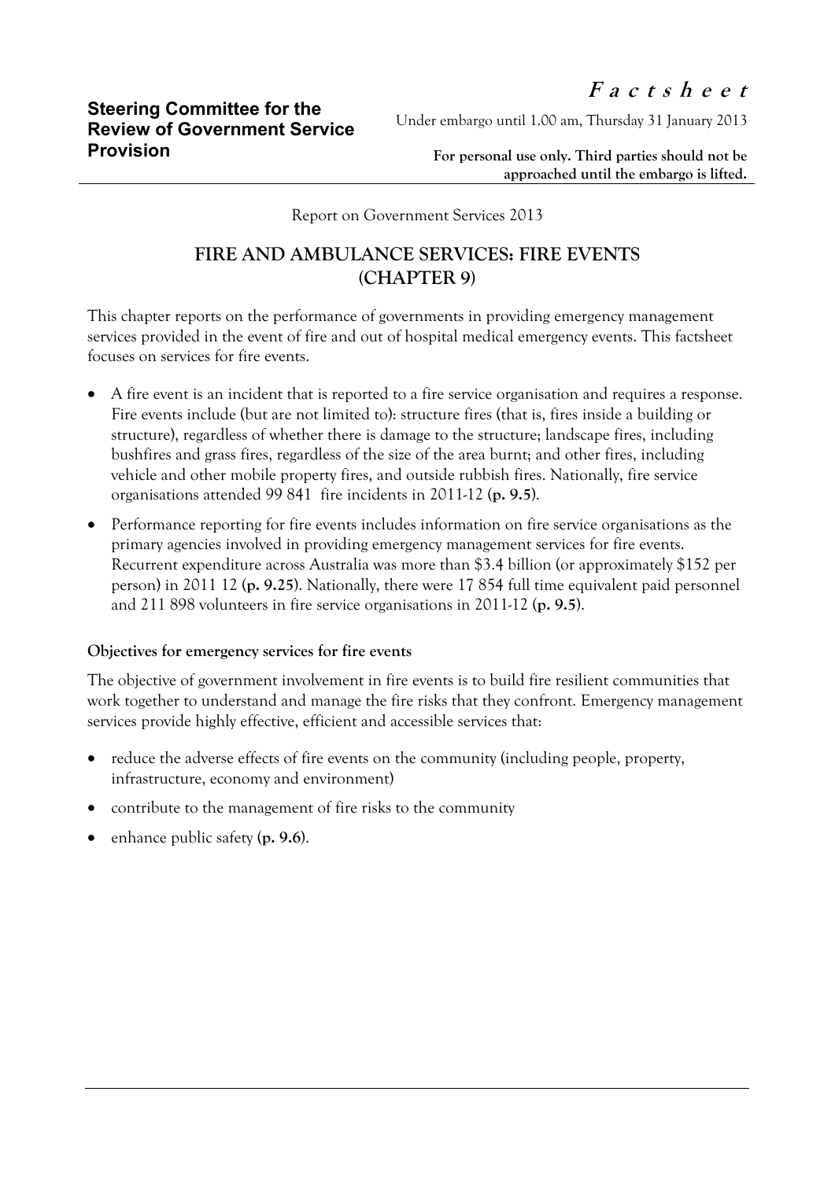**Steering Committee for the Review of Government Service Provision**

***F a c t s h e e t***

Under embargo until 1.00 am, Thursday 31 January 2013

**For personal use only. Third parties should not be approached until the embargo is lifted.**

Report on Government Services 2013

# FIRE AND AMBULANCE SERVICES: FIRE EVENTS (CHAPTER 9)

This chapter reports on the performance of governments in providing emergency management services provided in the event of fire and out of hospital medical emergency events. This factsheet focuses on services for fire events.

- A fire event is an incident that is reported to a fire service organisation and requires a response. Fire events include (but are not limited to): structure fires (that is, fires inside a building or structure), regardless of whether there is damage to the structure; landscape fires, including bushfires and grass fires, regardless of the size of the area burnt; and other fires, including vehicle and other mobile property fires, and outside rubbish fires. Nationally, fire service organisations attended 99 841 fire incidents in 2011-12 (**p. 9.5**).
- Performance reporting for fire events includes information on fire service organisations as the primary agencies involved in providing emergency management services for fire events. Recurrent expenditure across Australia was more than $3.4 billion (or approximately $152 per person) in 2011 12 (**p. 9.25**). Nationally, there were 17 854 full time equivalent paid personnel and 211 898 volunteers in fire service organisations in 2011-12 (**p. 9.5**).

**Objectives for emergency services for fire events**

The objective of government involvement in fire events is to build fire resilient communities that work together to understand and manage the fire risks that they confront. Emergency management services provide highly effective, efficient and accessible services that:

- reduce the adverse effects of fire events on the community (including people, property, infrastructure, economy and environment)
- contribute to the management of fire risks to the community
- enhance public safety (**p. 9.6**).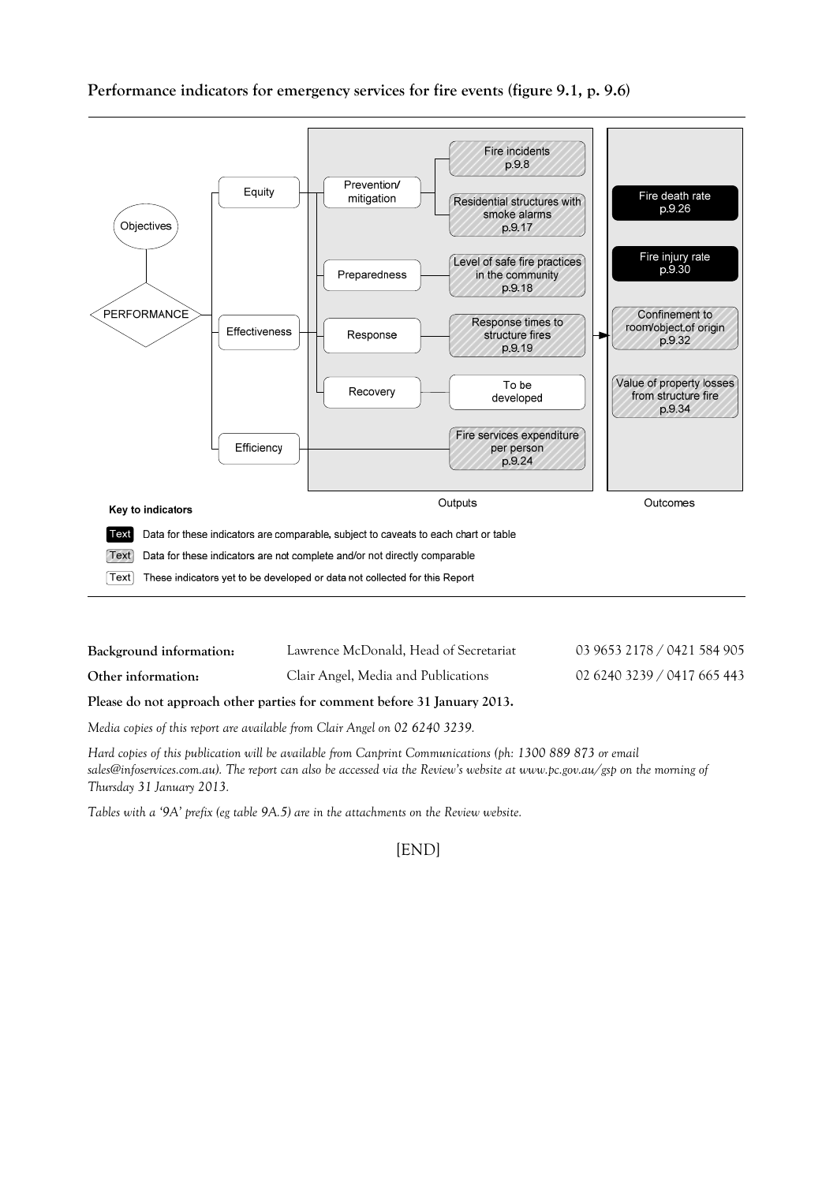**Performance indicators for emergency services for fire events (figure 9.1, p. 9.6)**

Objectives

PERFORMANCE

Equity

Effectiveness

Efficiency

Prevention/ mitigation

Preparedness

Response

Recovery

Fire incidents p.9.8

Residential structures with smoke alarms p.9.17

Level of safe fire practices in the community p.9.18

Response times to structure fires p.9.19

To be developed

Fire services expenditure per person p.9.24

Fire death rate p.9.26

Fire injury rate p.9.30

Confinement to room/object of origin p.9.32

Value of property losses from structure fire p.9.34

Outputs

Outcomes

Key to indicators

Text — Data for these indicators are comparable, subject to caveats to each chart or table

Text — Data for these indicators are not complete and/or not directly comparable

Text — These indicators yet to be developed or data not collected for this Report

| | | |
|---|---|---|
| **Background information:** | Lawrence McDonald, Head of Secretariat | 03 9653 2178 / 0421 584 905 |
| **Other information:** | Clair Angel, Media and Publications | 02 6240 3239 / 0417 665 443 |

**Please do not approach other parties for comment before 31 January 2013.**

*Media copies of this report are available from Clair Angel on 02 6240 3239.*

*Hard copies of this publication will be available from Canprint Communications (ph: 1300 889 873 or email sales@infoservices.com.au). The report can also be accessed via the Review's website at www.pc.gov.au/gsp on the morning of Thursday 31 January 2013.*

*Tables with a '9A' prefix (eg table 9A.5) are in the attachments on the Review website.*

[END]